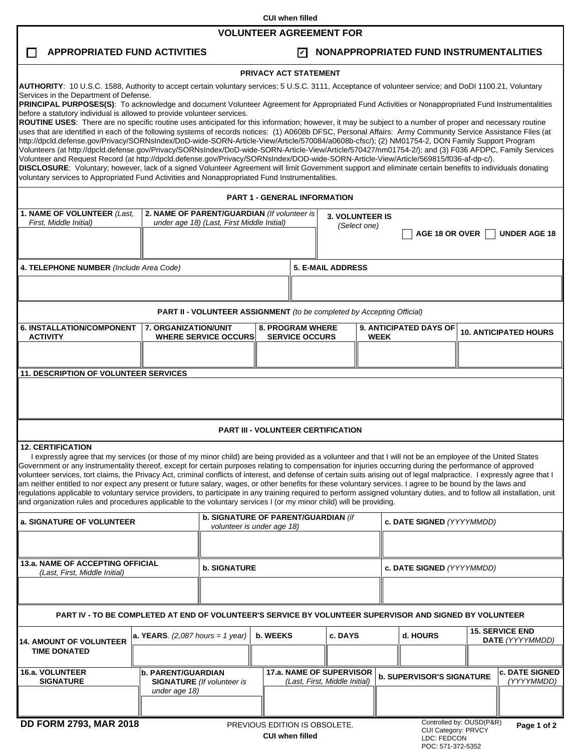CUI when filled

# VOLUNTEER AGREEMENT FOR

☐ **APPROPRIATED FUND ACTIVITIES** ☑ **NONAPPROPRIATED FUND INSTRUMENTALITIES**

## PRIVACY ACT STATEMENT

**AUTHORITY**: 10 U.S.C. 1588, Authority to accept certain voluntary services; 5 U.S.C. 3111, Acceptance of volunteer service; and DoDI 1100.21, Voluntary Services in the Department of Defense.

**PRINCIPAL PURPOSES(S)**: To acknowledge and document Volunteer Agreement for Appropriated Fund Activities or Nonappropriated Fund Instrumentalities before a statutory individual is allowed to provide volunteer services.

**ROUTINE USES**: There are no specific routine uses anticipated for this information; however, it may be subject to a number of proper and necessary routine uses that are identified in each of the following systems of records notices: (1) A0608b DFSC, Personal Affairs: Army Community Service Assistance Files (at http://dpcld.defense.gov/Privacy/SORNsIndex/DoD-wide-SORN-Article-View/Article/570084/a0608b-cfsc/); (2) NM01754-2, DON Family Support Program Volunteers (at http://dpcld.defense.gov/Privacy/SORNsIndex/DoD-wide-SORN-Article-View/Article/570427/nm01754-2/); and (3) F036 AFDPC, Family Services Volunteer and Request Record (at http://dpcld.defense.gov/Privacy/SORNsIndex/DOD-wide-SORN-Article-View/Article/569815/f036-af-dp-c/).

**DISCLOSURE**: Voluntary; however, lack of a signed Volunteer Agreement will limit Government support and eliminate certain benefits to individuals donating voluntary services to Appropriated Fund Activities and Nonappropriated Fund Instrumentalities.

## PART 1 - GENERAL INFORMATION

| 1. NAME OF VOLUNTEER *(Last, First, Middle Initial)* | 2. NAME OF PARENT/GUARDIAN *(If volunteer is under age 18) (Last, First Middle Initial)* | 3. VOLUNTEER IS *(Select one)* ☐ AGE 18 OR OVER ☐ UNDER AGE 18 |
|---|---|---|
| | | |

| 4. TELEPHONE NUMBER *(Include Area Code)* | 5. E-MAIL ADDRESS |
|---|---|
| | |

## PART II - VOLUNTEER ASSIGNMENT *(to be completed by Accepting Official)*

| 6. INSTALLATION/COMPONENT ACTIVITY | 7. ORGANIZATION/UNIT WHERE SERVICE OCCURS | 8. PROGRAM WHERE SERVICE OCCURS | 9. ANTICIPATED DAYS OF WEEK | 10. ANTICIPATED HOURS |
|---|---|---|---|---|
| | | | | |

**11. DESCRIPTION OF VOLUNTEER SERVICES**

## PART III - VOLUNTEER CERTIFICATION

**12. CERTIFICATION**

I expressly agree that my services (or those of my minor child) are being provided as a volunteer and that I will not be an employee of the United States Government or any instrumentality thereof, except for certain purposes relating to compensation for injuries occurring during the performance of approved volunteer services, tort claims, the Privacy Act, criminal conflicts of interest, and defense of certain suits arising out of legal malpractice. I expressly agree that I am neither entitled to nor expect any present or future salary, wages, or other benefits for these voluntary services. I agree to be bound by the laws and regulations applicable to voluntary service providers, to participate in any training required to perform assigned voluntary duties, and to follow all installation, unit and organization rules and procedures applicable to the voluntary services I (or my minor child) will be providing.

| a. SIGNATURE OF VOLUNTEER | b. SIGNATURE OF PARENT/GUARDIAN *(if volunteer is under age 18)* | c. DATE SIGNED *(YYYYMMDD)* |
|---|---|---|
| | | |

| 13.a. NAME OF ACCEPTING OFFICIAL *(Last, First, Middle Initial)* | b. SIGNATURE | c. DATE SIGNED *(YYYYMMDD)* |
|---|---|---|
| | | |

## PART IV - TO BE COMPLETED AT END OF VOLUNTEER'S SERVICE BY VOLUNTEER SUPERVISOR AND SIGNED BY VOLUNTEER

| 14. AMOUNT OF VOLUNTEER TIME DONATED | a. YEARS. *(2,087 hours = 1 year)* | b. WEEKS | c. DAYS | d. HOURS | 15. SERVICE END DATE *(YYYYMMDD)* |
|---|---|---|---|---|---|
| | | | | | |

| 16.a. VOLUNTEER SIGNATURE | b. PARENT/GUARDIAN SIGNATURE *(If volunteer is under age 18)* | 17.a. NAME OF SUPERVISOR *(Last, First, Middle Initial)* | b. SUPERVISOR'S SIGNATURE | c. DATE SIGNED *(YYYYMMDD)* |
|---|---|---|---|---|
| | | | | |

**DD FORM 2793, MAR 2018** PREVIOUS EDITION IS OBSOLETE.

CUI when filled

Controlled by: OUSD(P&R)
CUI Category: PRVCY
LDC: FEDCON
POC: 571-372-5352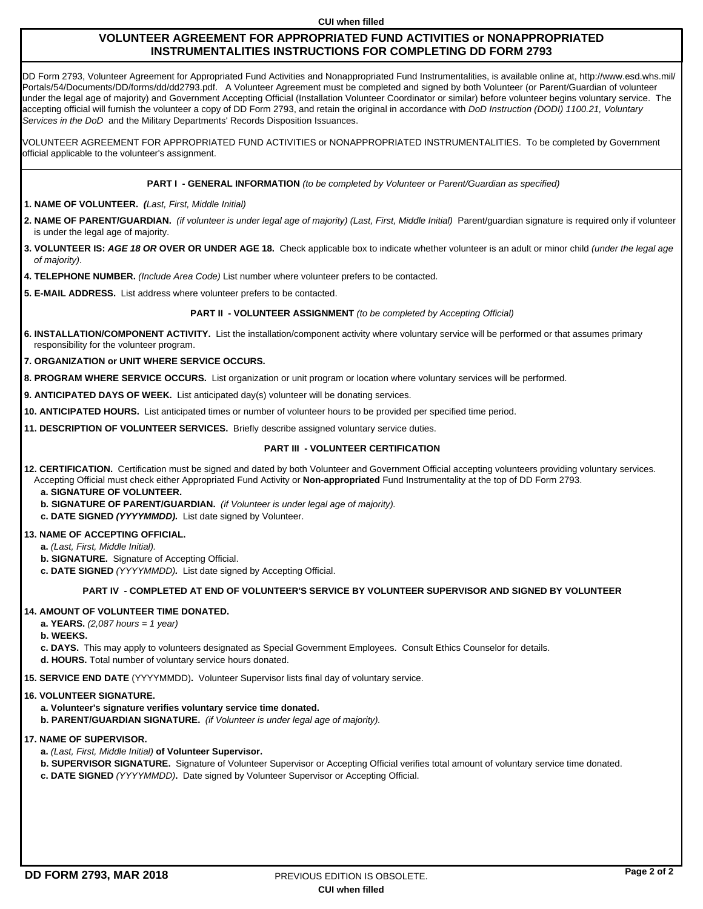# VOLUNTEER AGREEMENT FOR APPROPRIATED FUND ACTIVITIES or NONAPPROPRIATED INSTRUMENTALITIES INSTRUCTIONS FOR COMPLETING DD FORM 2793

DD Form 2793, Volunteer Agreement for Appropriated Fund Activities and Nonappropriated Fund Instrumentalities, is available online at, http://www.esd.whs.mil/Portals/54/Documents/DD/forms/dd/dd2793.pdf. A Volunteer Agreement must be completed and signed by both Volunteer (or Parent/Guardian of volunteer under the legal age of majority) and Government Accepting Official (Installation Volunteer Coordinator or similar) before volunteer begins voluntary service. The accepting official will furnish the volunteer a copy of DD Form 2793, and retain the original in accordance with *DoD Instruction (DODI) 1100.21, Voluntary Services in the DoD* and the Military Departments' Records Disposition Issuances.

VOLUNTEER AGREEMENT FOR APPROPRIATED FUND ACTIVITIES or NONAPPROPRIATED INSTRUMENTALITIES. To be completed by Government official applicable to the volunteer's assignment.

## PART I - GENERAL INFORMATION *(to be completed by Volunteer or Parent/Guardian as specified)*

**1. NAME OF VOLUNTEER.** *(Last, First, Middle Initial)*

**2. NAME OF PARENT/GUARDIAN.** *(if volunteer is under legal age of majority) (Last, First, Middle Initial)* Parent/guardian signature is required only if volunteer is under the legal age of majority.

**3. VOLUNTEER IS: *AGE 18 OR* OVER OR UNDER AGE 18.** Check applicable box to indicate whether volunteer is an adult or minor child *(under the legal age of majority)*.

**4. TELEPHONE NUMBER.** *(Include Area Code)* List number where volunteer prefers to be contacted.

**5. E-MAIL ADDRESS.** List address where volunteer prefers to be contacted.

## PART II - VOLUNTEER ASSIGNMENT *(to be completed by Accepting Official)*

**6. INSTALLATION/COMPONENT ACTIVITY.** List the installation/component activity where voluntary service will be performed or that assumes primary responsibility for the volunteer program.

**7. ORGANIZATION or UNIT WHERE SERVICE OCCURS.**

**8. PROGRAM WHERE SERVICE OCCURS.** List organization or unit program or location where voluntary services will be performed.

**9. ANTICIPATED DAYS OF WEEK.** List anticipated day(s) volunteer will be donating services.

**10. ANTICIPATED HOURS.** List anticipated times or number of volunteer hours to be provided per specified time period.

**11. DESCRIPTION OF VOLUNTEER SERVICES.** Briefly describe assigned voluntary service duties.

## PART III - VOLUNTEER CERTIFICATION

**12. CERTIFICATION.** Certification must be signed and dated by both Volunteer and Government Official accepting volunteers providing voluntary services. Accepting Official must check either Appropriated Fund Activity or **Non-appropriated** Fund Instrumentality at the top of DD Form 2793.

- **a. SIGNATURE OF VOLUNTEER.**
- **b. SIGNATURE OF PARENT/GUARDIAN.** *(if Volunteer is under legal age of majority).*
- **c. DATE SIGNED *(YYYYMMDD).*** List date signed by Volunteer.

**13. NAME OF ACCEPTING OFFICIAL.**

- **a.** *(Last, First, Middle Initial).*
- **b. SIGNATURE.** Signature of Accepting Official.
- **c. DATE SIGNED** *(YYYYMMDD)*. List date signed by Accepting Official.

## PART IV - COMPLETED AT END OF VOLUNTEER'S SERVICE BY VOLUNTEER SUPERVISOR AND SIGNED BY VOLUNTEER

**14. AMOUNT OF VOLUNTEER TIME DONATED.**

- **a. YEARS.** *(2,087 hours = 1 year)*
- **b. WEEKS.**
- **c. DAYS.** This may apply to volunteers designated as Special Government Employees. Consult Ethics Counselor for details.
- **d. HOURS.** Total number of voluntary service hours donated.

**15. SERVICE END DATE** (YYYYMMDD)**.** Volunteer Supervisor lists final day of voluntary service.

**16. VOLUNTEER SIGNATURE.**

- **a. Volunteer's signature verifies voluntary service time donated.**
- **b. PARENT/GUARDIAN SIGNATURE.** *(if Volunteer is under legal age of majority).*

**17. NAME OF SUPERVISOR.**

- **a.** *(Last, First, Middle Initial)* **of Volunteer Supervisor.**
- **b. SUPERVISOR SIGNATURE.** Signature of Volunteer Supervisor or Accepting Official verifies total amount of voluntary service time donated.
- **c. DATE SIGNED** *(YYYYMMDD)*. Date signed by Volunteer Supervisor or Accepting Official.

DD FORM 2793, MAR 2018 PREVIOUS EDITION IS OBSOLETE.